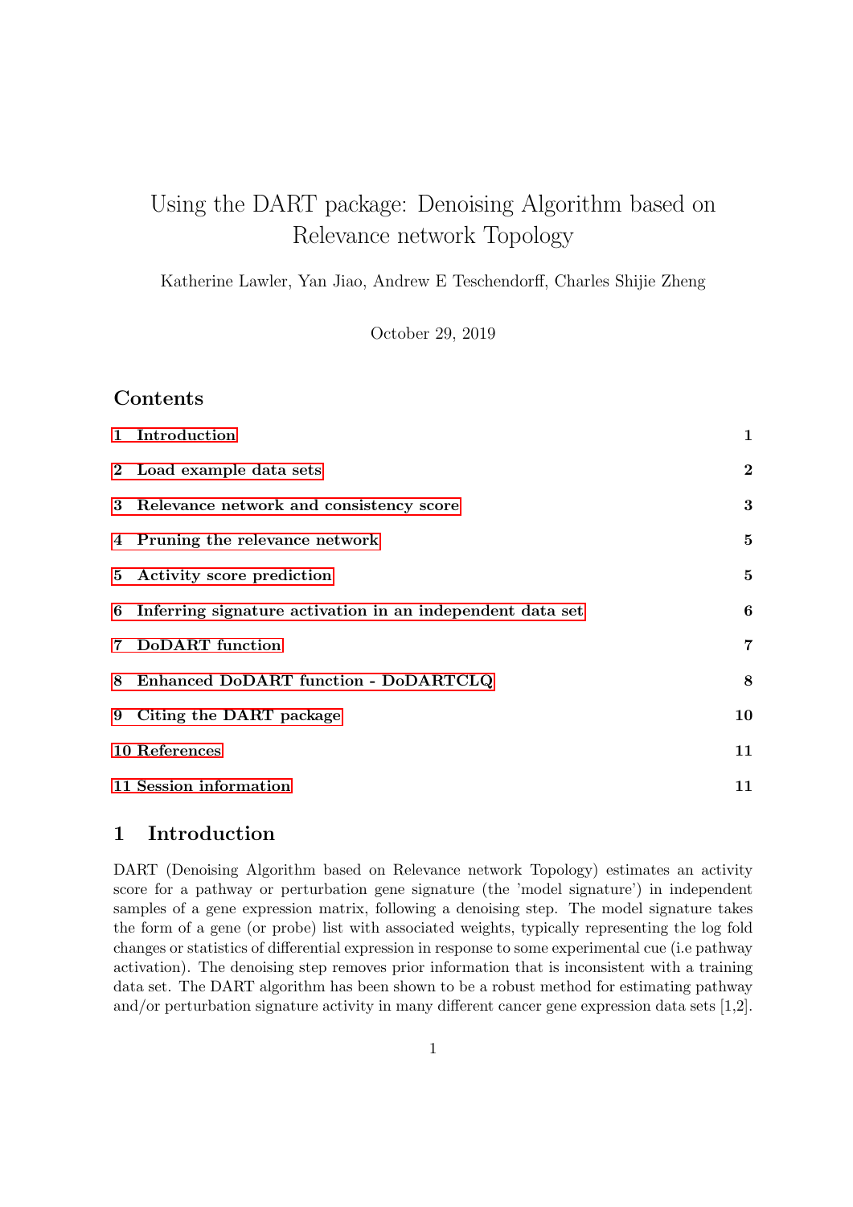# Using the DART package: Denoising Algorithm based on Relevance network Topology

Katherine Lawler, Yan Jiao, Andrew E Teschendorff, Charles Shijie Zheng

October 29, 2019

## Contents

| | |
|---|---|
| **1 Introduction** | **1** |
| **2 Load example data sets** | **2** |
| **3 Relevance network and consistency score** | **3** |
| **4 Pruning the relevance network** | **5** |
| **5 Activity score prediction** | **5** |
| **6 Inferring signature activation in an independent data set** | **6** |
| **7 DoDART function** | **7** |
| **8 Enhanced DoDART function - DoDARTCLQ** | **8** |
| **9 Citing the DART package** | **10** |
| **10 References** | **11** |
| **11 Session information** | **11** |

## 1 Introduction

DART (Denoising Algorithm based on Relevance network Topology) estimates an activity score for a pathway or perturbation gene signature (the 'model signature') in independent samples of a gene expression matrix, following a denoising step. The model signature takes the form of a gene (or probe) list with associated weights, typically representing the log fold changes or statistics of differential expression in response to some experimental cue (i.e pathway activation). The denoising step removes prior information that is inconsistent with a training data set. The DART algorithm has been shown to be a robust method for estimating pathway and/or perturbation signature activity in many different cancer gene expression data sets [1,2].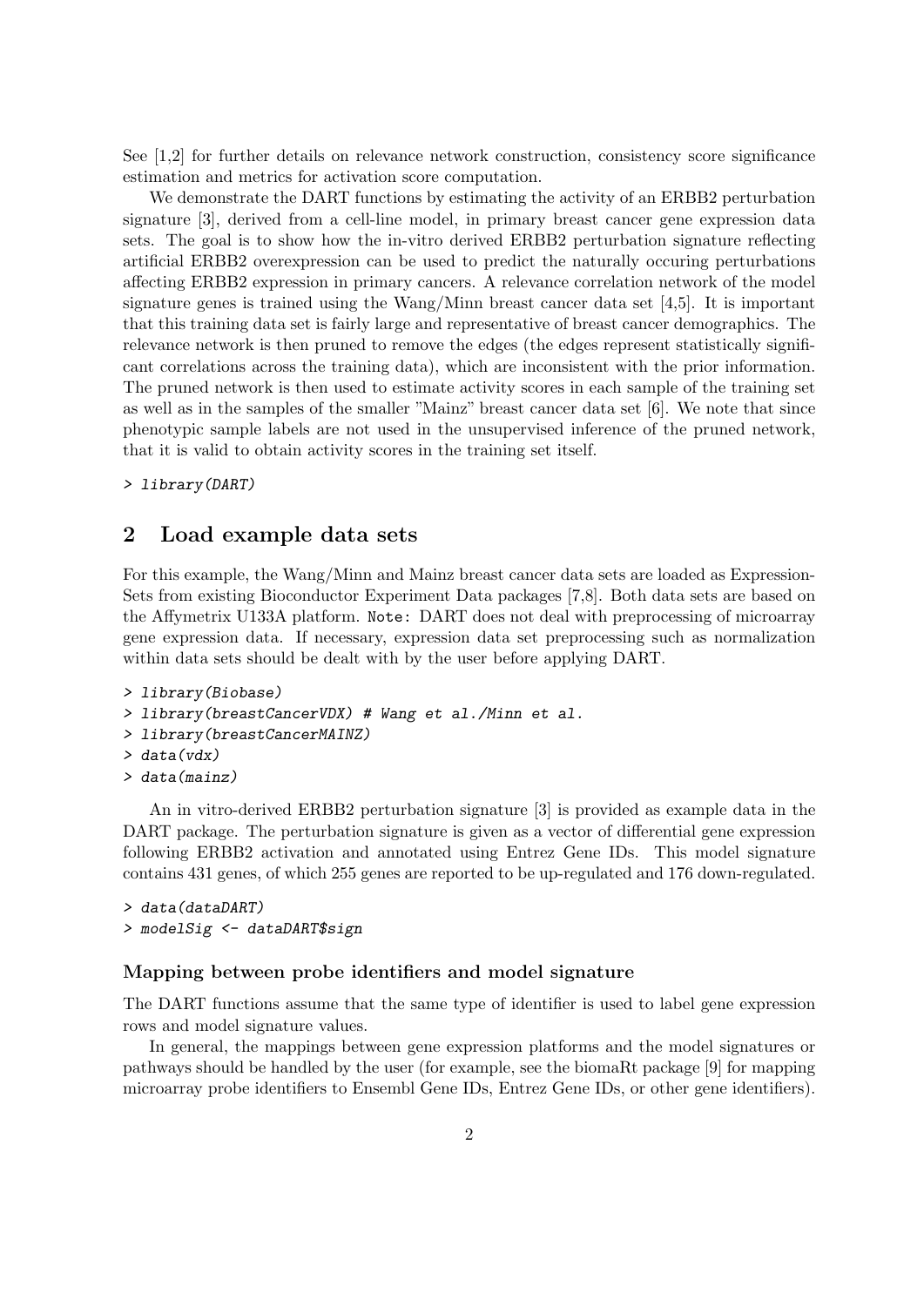See [1,2] for further details on relevance network construction, consistency score significance estimation and metrics for activation score computation.

We demonstrate the DART functions by estimating the activity of an ERBB2 perturbation signature [3], derived from a cell-line model, in primary breast cancer gene expression data sets. The goal is to show how the in-vitro derived ERBB2 perturbation signature reflecting artificial ERBB2 overexpression can be used to predict the naturally occuring perturbations affecting ERBB2 expression in primary cancers. A relevance correlation network of the model signature genes is trained using the Wang/Minn breast cancer data set [4,5]. It is important that this training data set is fairly large and representative of breast cancer demographics. The relevance network is then pruned to remove the edges (the edges represent statistically significant correlations across the training data), which are inconsistent with the prior information. The pruned network is then used to estimate activity scores in each sample of the training set as well as in the samples of the smaller "Mainz" breast cancer data set [6]. We note that since phenotypic sample labels are not used in the unsupervised inference of the pruned network, that it is valid to obtain activity scores in the training set itself.

```
> library(DART)
```

## 2 Load example data sets

For this example, the Wang/Minn and Mainz breast cancer data sets are loaded as ExpressionSets from existing Bioconductor Experiment Data packages [7,8]. Both data sets are based on the Affymetrix U133A platform. `Note:` DART does not deal with preprocessing of microarray gene expression data. If necessary, expression data set preprocessing such as normalization within data sets should be dealt with by the user before applying DART.

```
> library(Biobase)
> library(breastCancerVDX) # Wang et al./Minn et al.
> library(breastCancerMAINZ)
> data(vdx)
> data(mainz)
```

An in vitro-derived ERBB2 perturbation signature [3] is provided as example data in the DART package. The perturbation signature is given as a vector of differential gene expression following ERBB2 activation and annotated using Entrez Gene IDs. This model signature contains 431 genes, of which 255 genes are reported to be up-regulated and 176 down-regulated.

```
> data(dataDART)
> modelSig <- dataDART$sign
```

### Mapping between probe identifiers and model signature

The DART functions assume that the same type of identifier is used to label gene expression rows and model signature values.

In general, the mappings between gene expression platforms and the model signatures or pathways should be handled by the user (for example, see the biomaRt package [9] for mapping microarray probe identifiers to Ensembl Gene IDs, Entrez Gene IDs, or other gene identifiers).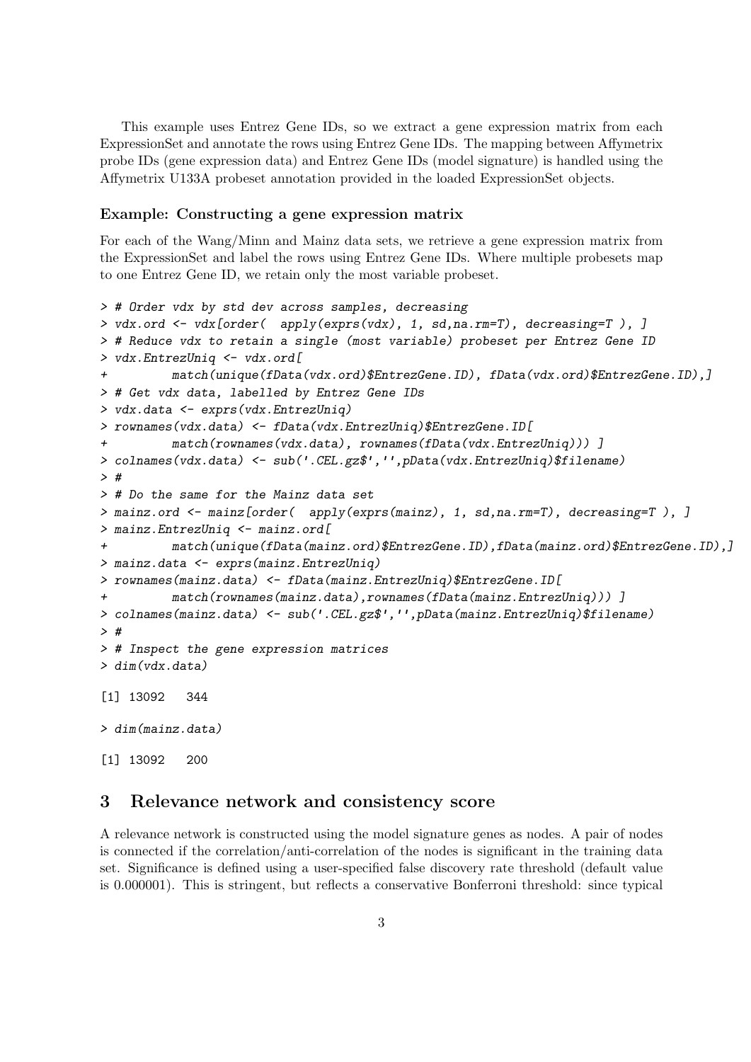This example uses Entrez Gene IDs, so we extract a gene expression matrix from each ExpressionSet and annotate the rows using Entrez Gene IDs. The mapping between Affymetrix probe IDs (gene expression data) and Entrez Gene IDs (model signature) is handled using the Affymetrix U133A probeset annotation provided in the loaded ExpressionSet objects.

### Example: Constructing a gene expression matrix

For each of the Wang/Minn and Mainz data sets, we retrieve a gene expression matrix from the ExpressionSet and label the rows using Entrez Gene IDs. Where multiple probesets map to one Entrez Gene ID, we retain only the most variable probeset.

```
> # Order vdx by std dev across samples, decreasing
> vdx.ord <- vdx[order(  apply(exprs(vdx), 1, sd,na.rm=T), decreasing=T ), ]
> # Reduce vdx to retain a single (most variable) probeset per Entrez Gene ID
> vdx.EntrezUniq <- vdx.ord[
+         match(unique(fData(vdx.ord)$EntrezGene.ID), fData(vdx.ord)$EntrezGene.ID),]
> # Get vdx data, labelled by Entrez Gene IDs
> vdx.data <- exprs(vdx.EntrezUniq)
> rownames(vdx.data) <- fData(vdx.EntrezUniq)$EntrezGene.ID[
+         match(rownames(vdx.data), rownames(fData(vdx.EntrezUniq))) ]
> colnames(vdx.data) <- sub('.CEL.gz$','',pData(vdx.EntrezUniq)$filename)
> #
> # Do the same for the Mainz data set
> mainz.ord <- mainz[order(  apply(exprs(mainz), 1, sd,na.rm=T), decreasing=T ), ]
> mainz.EntrezUniq <- mainz.ord[
+         match(unique(fData(mainz.ord)$EntrezGene.ID),fData(mainz.ord)$EntrezGene.ID),]
> mainz.data <- exprs(mainz.EntrezUniq)
> rownames(mainz.data) <- fData(mainz.EntrezUniq)$EntrezGene.ID[
+         match(rownames(mainz.data),rownames(fData(mainz.EntrezUniq))) ]
> colnames(mainz.data) <- sub('.CEL.gz$','',pData(mainz.EntrezUniq)$filename)
> #
> # Inspect the gene expression matrices
> dim(vdx.data)

[1] 13092   344

> dim(mainz.data)

[1] 13092   200
```

## 3 Relevance network and consistency score

A relevance network is constructed using the model signature genes as nodes. A pair of nodes is connected if the correlation/anti-correlation of the nodes is significant in the training data set. Significance is defined using a user-specified false discovery rate threshold (default value is 0.000001). This is stringent, but reflects a conservative Bonferroni threshold: since typical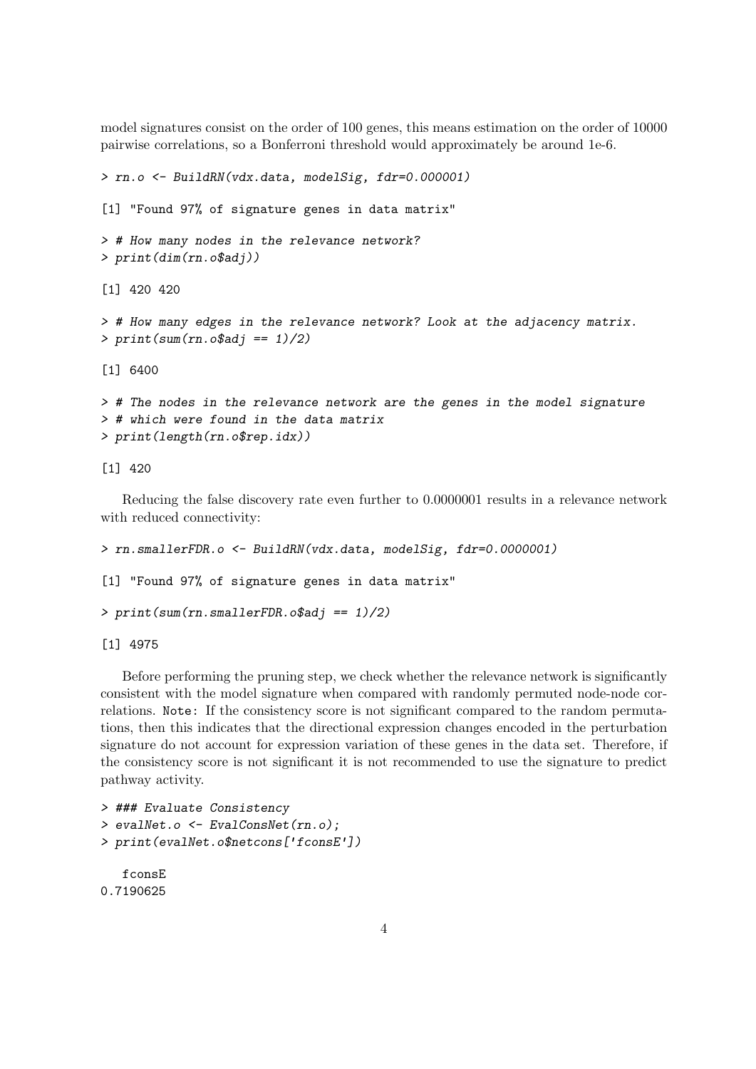model signatures consist on the order of 100 genes, this means estimation on the order of 10000 pairwise correlations, so a Bonferroni threshold would approximately be around 1e-6.

```
> rn.o <- BuildRN(vdx.data, modelSig, fdr=0.000001)

[1] "Found 97% of signature genes in data matrix"

> # How many nodes in the relevance network?
> print(dim(rn.o$adj))

[1] 420 420

> # How many edges in the relevance network? Look at the adjacency matrix.
> print(sum(rn.o$adj == 1)/2)

[1] 6400

> # The nodes in the relevance network are the genes in the model signature
> # which were found in the data matrix
> print(length(rn.o$rep.idx))

[1] 420
```

Reducing the false discovery rate even further to 0.0000001 results in a relevance network with reduced connectivity:

```
> rn.smallerFDR.o <- BuildRN(vdx.data, modelSig, fdr=0.0000001)

[1] "Found 97% of signature genes in data matrix"

> print(sum(rn.smallerFDR.o$adj == 1)/2)

[1] 4975
```

Before performing the pruning step, we check whether the relevance network is significantly consistent with the model signature when compared with randomly permuted node-node correlations. `Note:` If the consistency score is not significant compared to the random permutations, then this indicates that the directional expression changes encoded in the perturbation signature do not account for expression variation of these genes in the data set. Therefore, if the consistency score is not significant it is not recommended to use the signature to predict pathway activity.

```
> ### Evaluate Consistency
> evalNet.o <- EvalConsNet(rn.o);
> print(evalNet.o$netcons['fconsE'])

   fconsE
0.7190625
```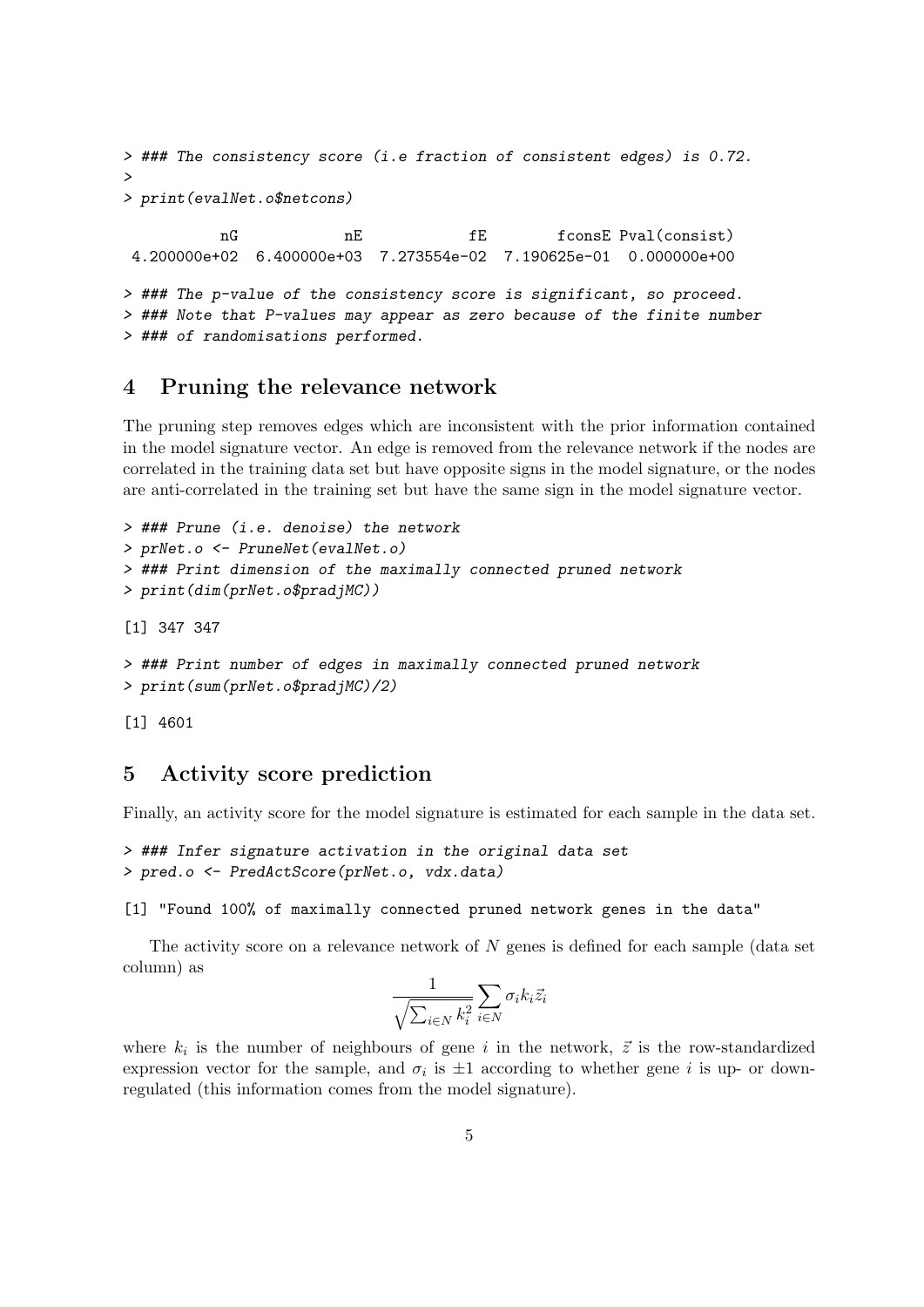```
> ### The consistency score (i.e fraction of consistent edges) is 0.72.
>
> print(evalNet.o$netcons)

          nG           nE           fE       fconsE Pval(consist)
4.200000e+02 6.400000e+03 7.273554e-02 7.190625e-01  0.000000e+00

> ### The p-value of the consistency score is significant, so proceed.
> ### Note that P-values may appear as zero because of the finite number
> ### of randomisations performed.
```

## 4 Pruning the relevance network

The pruning step removes edges which are inconsistent with the prior information contained in the model signature vector. An edge is removed from the relevance network if the nodes are correlated in the training data set but have opposite signs in the model signature, or the nodes are anti-correlated in the training set but have the same sign in the model signature vector.

```
> ### Prune (i.e. denoise) the network
> prNet.o <- PruneNet(evalNet.o)
> ### Print dimension of the maximally connected pruned network
> print(dim(prNet.o$pradjMC))

[1] 347 347

> ### Print number of edges in maximally connected pruned network
> print(sum(prNet.o$pradjMC)/2)

[1] 4601
```

## 5 Activity score prediction

Finally, an activity score for the model signature is estimated for each sample in the data set.

```
> ### Infer signature activation in the original data set
> pred.o <- PredActScore(prNet.o, vdx.data)

[1] "Found 100% of maximally connected pruned network genes in the data"
```

The activity score on a relevance network of $N$ genes is defined for each sample (data set column) as

$$\frac{1}{\sqrt{\sum_{i \in N} k_i^2}} \sum_{i \in N} \sigma_i k_i \vec{z}_i$$

where $k_i$ is the number of neighbours of gene $i$ in the network, $\vec{z}$ is the row-standardized expression vector for the sample, and $\sigma_i$ is $\pm 1$ according to whether gene $i$ is up- or down-regulated (this information comes from the model signature).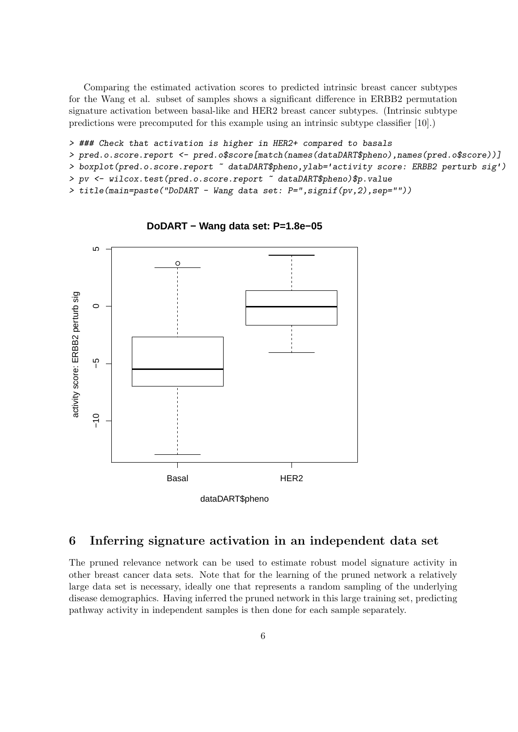Comparing the estimated activation scores to predicted intrinsic breast cancer subtypes for the Wang et al. subset of samples shows a significant difference in ERBB2 permutation signature activation between basal-like and HER2 breast cancer subtypes. (Intrinsic subtype predictions were precomputed for this example using an intrinsic subtype classifier [10].)

```
> ### Check that activation is higher in HER2+ compared to basals
> pred.o.score.report <- pred.o$score[match(names(dataDART$pheno),names(pred.o$score))]
> boxplot(pred.o.score.report ~ dataDART$pheno,ylab='activity score: ERBB2 perturb sig')
> pv <- wilcox.test(pred.o.score.report ~ dataDART$pheno)$p.value
> title(main=paste("DoDART - Wang data set: P=",signif(pv,2),sep=""))
```

## 6 Inferring signature activation in an independent data set

The pruned relevance network can be used to estimate robust model signature activity in other breast cancer data sets. Note that for the learning of the pruned network a relatively large data set is necessary, ideally one that represents a random sampling of the underlying disease demographics. Having inferred the pruned network in this large training set, predicting pathway activity in independent samples is then done for each sample separately.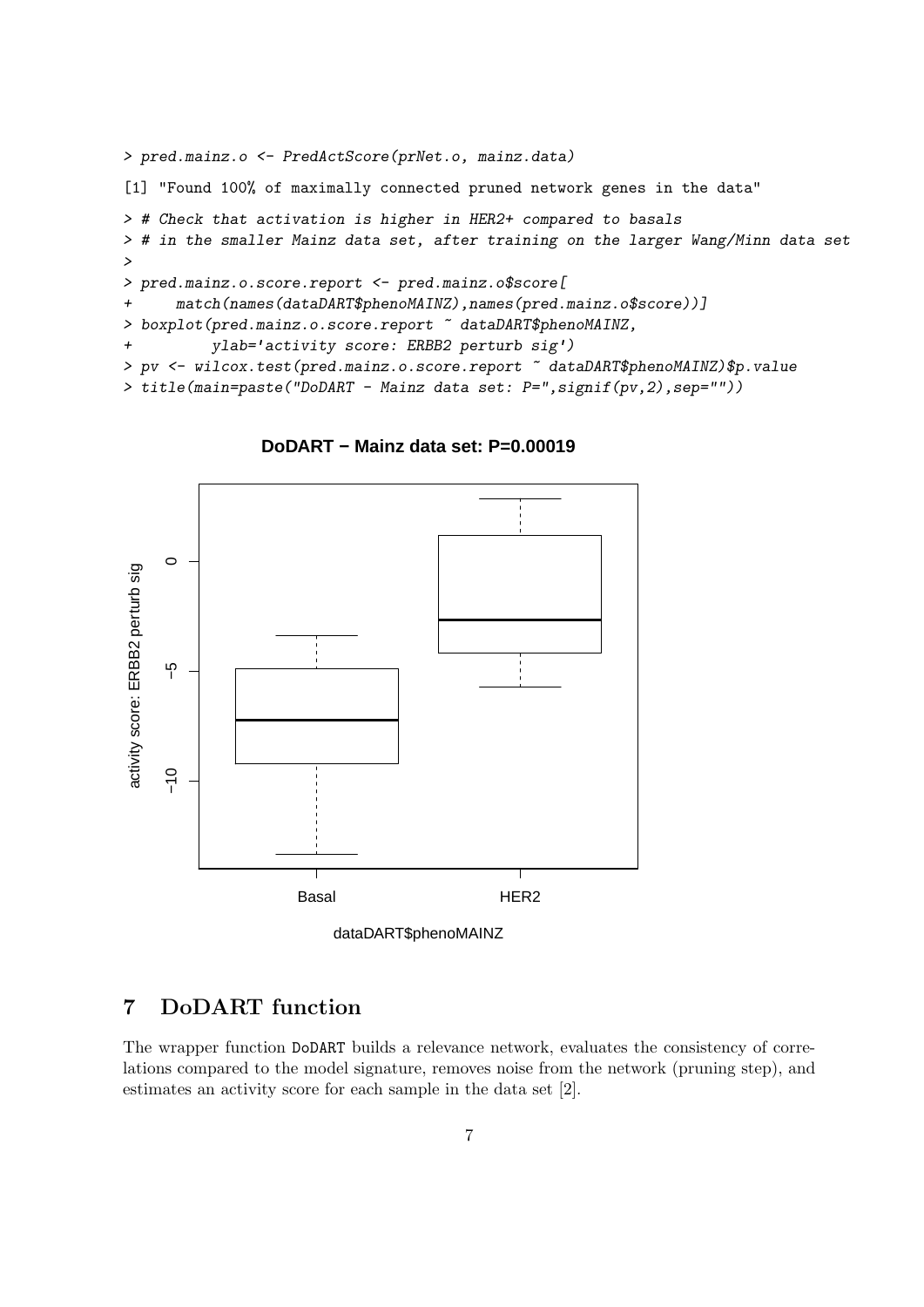```
> pred.mainz.o <- PredActScore(prNet.o, mainz.data)
[1] "Found 100% of maximally connected pruned network genes in the data"
> # Check that activation is higher in HER2+ compared to basals
> # in the smaller Mainz data set, after training on the larger Wang/Minn data set
>
> pred.mainz.o.score.report <- pred.mainz.o$score[
+     match(names(dataDART$phenoMAINZ),names(pred.mainz.o$score))]
> boxplot(pred.mainz.o.score.report ~ dataDART$phenoMAINZ,
+         ylab='activity score: ERBB2 perturb sig')
> pv <- wilcox.test(pred.mainz.o.score.report ~ dataDART$phenoMAINZ)$p.value
> title(main=paste("DoDART - Mainz data set: P=",signif(pv,2),sep=""))
```

## 7 DoDART function

The wrapper function DoDART builds a relevance network, evaluates the consistency of correlations compared to the model signature, removes noise from the network (pruning step), and estimates an activity score for each sample in the data set [2].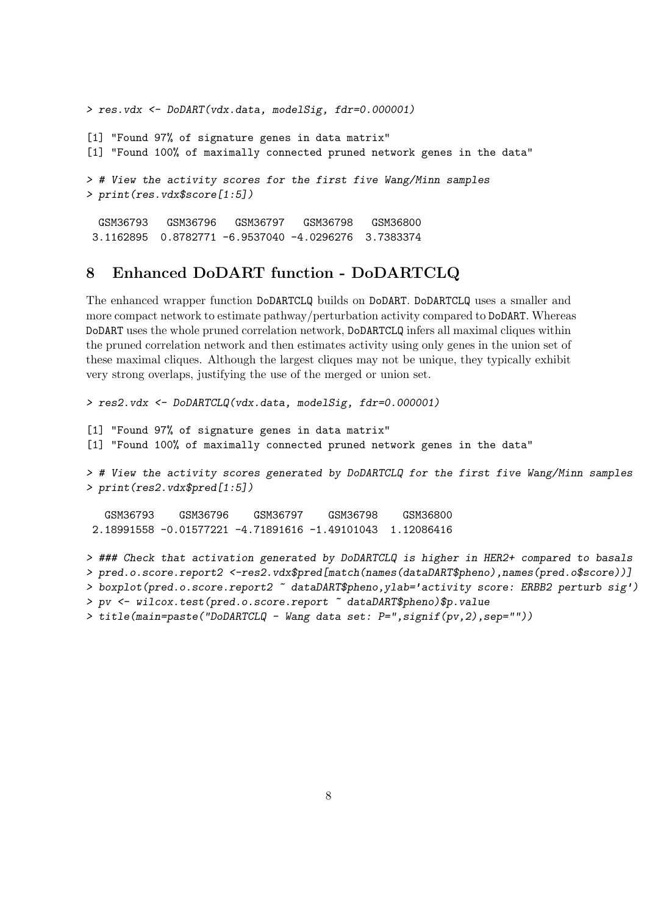```
> res.vdx <- DoDART(vdx.data, modelSig, fdr=0.000001)

[1] "Found 97% of signature genes in data matrix"
[1] "Found 100% of maximally connected pruned network genes in the data"

> # View the activity scores for the first five Wang/Minn samples
> print(res.vdx$score[1:5])

  GSM36793   GSM36796   GSM36797   GSM36798   GSM36800
 3.1162895  0.8782771 -6.9537040 -4.0296276  3.7383374
```

## 8 Enhanced DoDART function - DoDARTCLQ

The enhanced wrapper function `DoDARTCLQ` builds on `DoDART`. `DoDARTCLQ` uses a smaller and more compact network to estimate pathway/perturbation activity compared to `DoDART`. Whereas `DoDART` uses the whole pruned correlation network, `DoDARTCLQ` infers all maximal cliques within the pruned correlation network and then estimates activity using only genes in the union set of these maximal cliques. Although the largest cliques may not be unique, they typically exhibit very strong overlaps, justifying the use of the merged or union set.

```
> res2.vdx <- DoDARTCLQ(vdx.data, modelSig, fdr=0.000001)

[1] "Found 97% of signature genes in data matrix"
[1] "Found 100% of maximally connected pruned network genes in the data"

> # View the activity scores generated by DoDARTCLQ for the first five Wang/Minn samples
> print(res2.vdx$pred[1:5])

   GSM36793    GSM36796    GSM36797    GSM36798    GSM36800
 2.18991558 -0.01577221 -4.71891616 -1.49101043  1.12086416

> ### Check that activation generated by DoDARTCLQ is higher in HER2+ compared to basals
> pred.o.score.report2 <-res2.vdx$pred[match(names(dataDART$pheno),names(pred.o$score))]
> boxplot(pred.o.score.report2 ~ dataDART$pheno,ylab='activity score: ERBB2 perturb sig')
> pv <- wilcox.test(pred.o.score.report ~ dataDART$pheno)$p.value
> title(main=paste("DoDARTCLQ - Wang data set: P=",signif(pv,2),sep=""))
```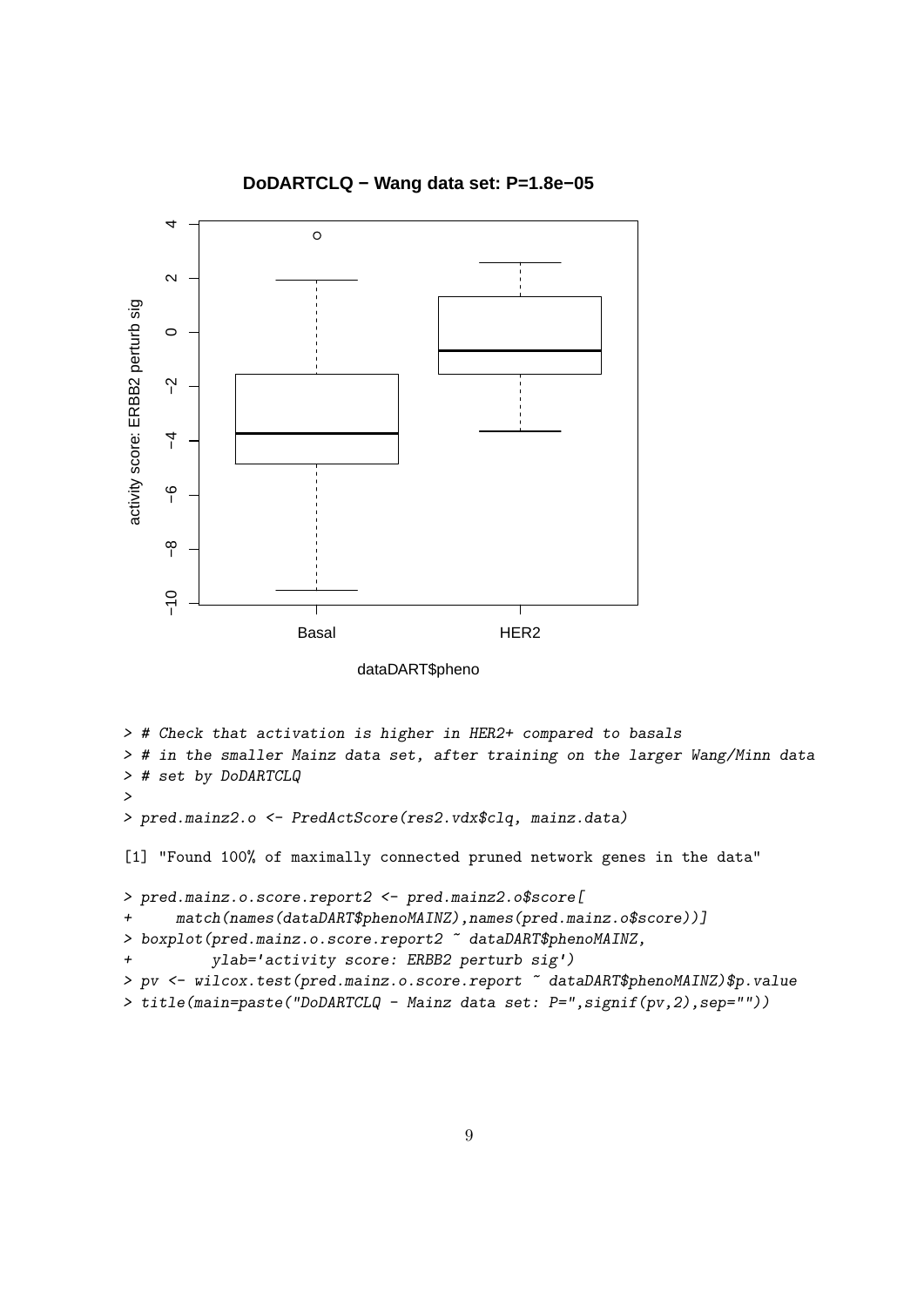```
> # Check that activation is higher in HER2+ compared to basals
> # in the smaller Mainz data set, after training on the larger Wang/Minn data
> # set by DoDARTCLQ
>
> pred.mainz2.o <- PredActScore(res2.vdx$clq, mainz.data)

[1] "Found 100% of maximally connected pruned network genes in the data"

> pred.mainz.o.score.report2 <- pred.mainz2.o$score[
+     match(names(dataDART$phenoMAINZ),names(pred.mainz.o$score))]
> boxplot(pred.mainz.o.score.report2 ~ dataDART$phenoMAINZ,
+         ylab='activity score: ERBB2 perturb sig')
> pv <- wilcox.test(pred.mainz.o.score.report ~ dataDART$phenoMAINZ)$p.value
> title(main=paste("DoDARTCLQ - Mainz data set: P=",signif(pv,2),sep=""))
```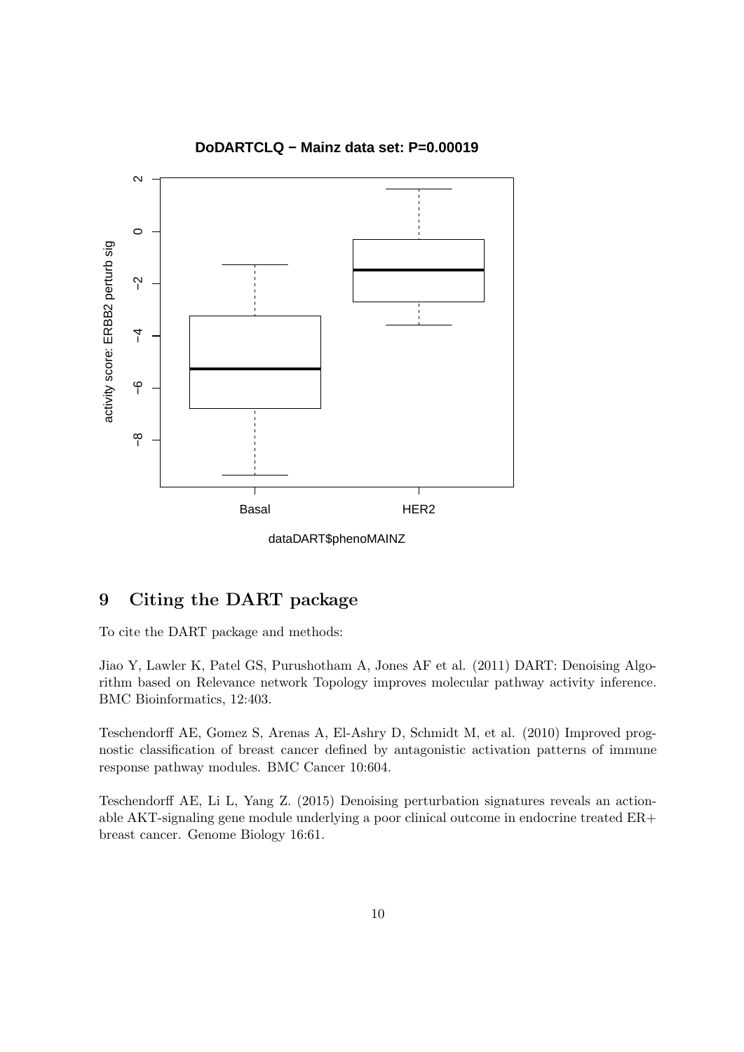## 9 Citing the DART package

To cite the DART package and methods:

Jiao Y, Lawler K, Patel GS, Purushotham A, Jones AF et al. (2011) DART: Denoising Algorithm based on Relevance network Topology improves molecular pathway activity inference. BMC Bioinformatics, 12:403.

Teschendorff AE, Gomez S, Arenas A, El-Ashry D, Schmidt M, et al. (2010) Improved prognostic classification of breast cancer defined by antagonistic activation patterns of immune response pathway modules. BMC Cancer 10:604.

Teschendorff AE, Li L, Yang Z. (2015) Denoising perturbation signatures reveals an actionable AKT-signaling gene module underlying a poor clinical outcome in endocrine treated ER+ breast cancer. Genome Biology 16:61.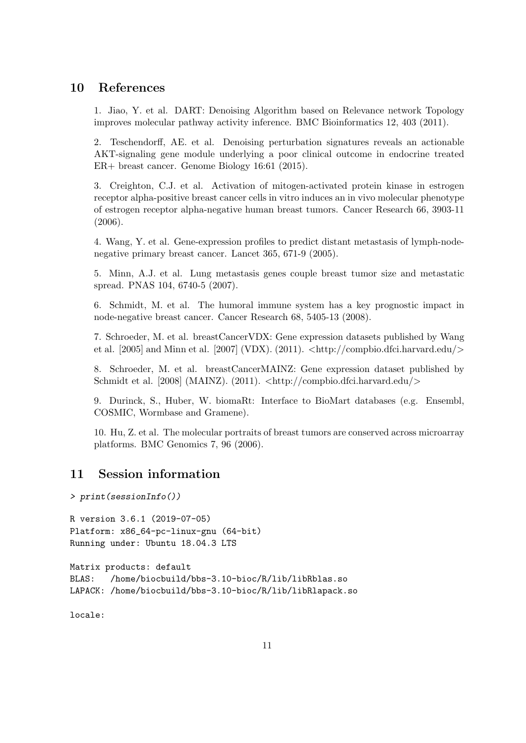## 10 References

1. Jiao, Y. et al. DART: Denoising Algorithm based on Relevance network Topology improves molecular pathway activity inference. BMC Bioinformatics 12, 403 (2011).

2. Teschendorff, AE. et al. Denoising perturbation signatures reveals an actionable AKT-signaling gene module underlying a poor clinical outcome in endocrine treated ER+ breast cancer. Genome Biology 16:61 (2015).

3. Creighton, C.J. et al. Activation of mitogen-activated protein kinase in estrogen receptor alpha-positive breast cancer cells in vitro induces an in vivo molecular phenotype of estrogen receptor alpha-negative human breast tumors. Cancer Research 66, 3903-11 (2006).

4. Wang, Y. et al. Gene-expression profiles to predict distant metastasis of lymph-node-negative primary breast cancer. Lancet 365, 671-9 (2005).

5. Minn, A.J. et al. Lung metastasis genes couple breast tumor size and metastatic spread. PNAS 104, 6740-5 (2007).

6. Schmidt, M. et al. The humoral immune system has a key prognostic impact in node-negative breast cancer. Cancer Research 68, 5405-13 (2008).

7. Schroeder, M. et al. breastCancerVDX: Gene expression datasets published by Wang et al. [2005] and Minn et al. [2007] (VDX). (2011). <http://compbio.dfci.harvard.edu/>

8. Schroeder, M. et al. breastCancerMAINZ: Gene expression dataset published by Schmidt et al. [2008] (MAINZ). (2011). <http://compbio.dfci.harvard.edu/>

9. Durinck, S., Huber, W. biomaRt: Interface to BioMart databases (e.g. Ensembl, COSMIC, Wormbase and Gramene).

10. Hu, Z. et al. The molecular portraits of breast tumors are conserved across microarray platforms. BMC Genomics 7, 96 (2006).

## 11 Session information

```
> print(sessionInfo())

R version 3.6.1 (2019-07-05)
Platform: x86_64-pc-linux-gnu (64-bit)
Running under: Ubuntu 18.04.3 LTS

Matrix products: default
BLAS:   /home/biocbuild/bbs-3.10-bioc/R/lib/libRblas.so
LAPACK: /home/biocbuild/bbs-3.10-bioc/R/lib/libRlapack.so

locale:
```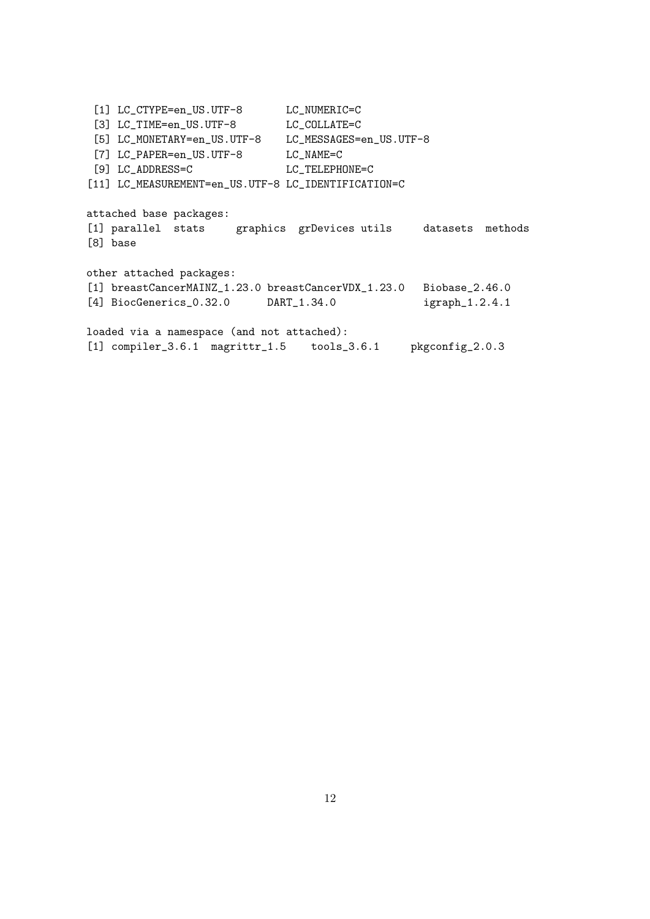```
 [1] LC_CTYPE=en_US.UTF-8       LC_NUMERIC=C
 [3] LC_TIME=en_US.UTF-8        LC_COLLATE=C
 [5] LC_MONETARY=en_US.UTF-8    LC_MESSAGES=en_US.UTF-8
 [7] LC_PAPER=en_US.UTF-8       LC_NAME=C
 [9] LC_ADDRESS=C               LC_TELEPHONE=C
[11] LC_MEASUREMENT=en_US.UTF-8 LC_IDENTIFICATION=C

attached base packages:
[1] parallel  stats     graphics  grDevices utils     datasets  methods
[8] base

other attached packages:
[1] breastCancerMAINZ_1.23.0 breastCancerVDX_1.23.0   Biobase_2.46.0
[4] BiocGenerics_0.32.0      DART_1.34.0              igraph_1.2.4.1

loaded via a namespace (and not attached):
[1] compiler_3.6.1  magrittr_1.5    tools_3.6.1     pkgconfig_2.0.3
```